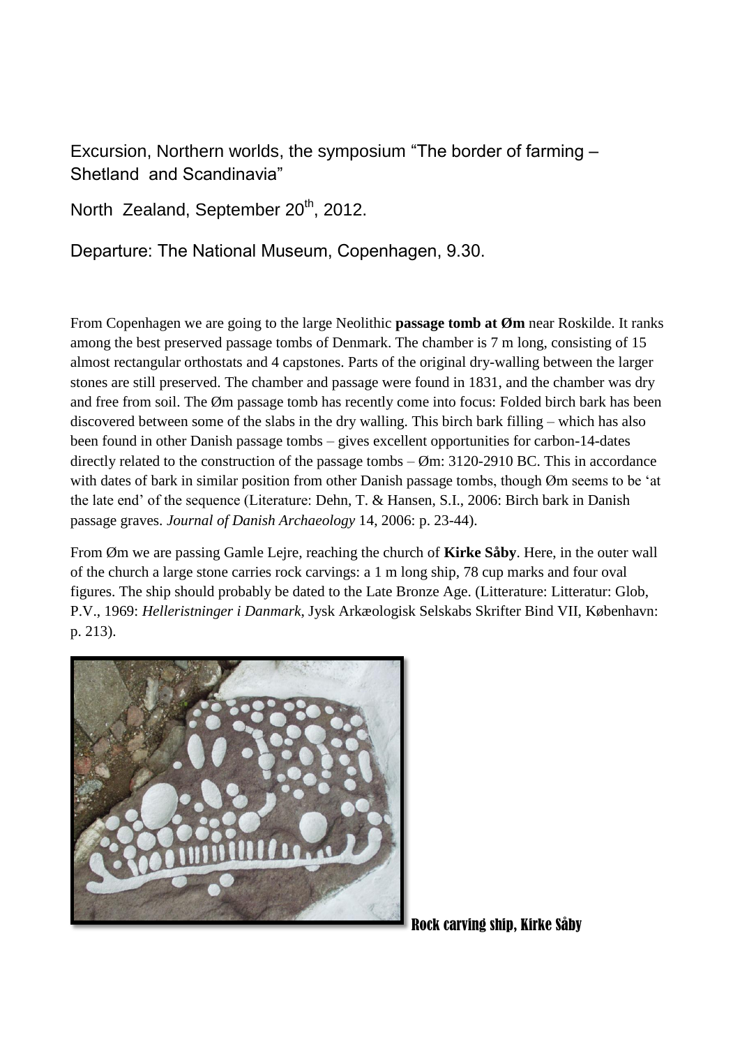Excursion, Northern worlds, the symposium "The border of farming – Shetland and Scandinavia"

North Zealand, September 20th, 2012.

Departure: The National Museum, Copenhagen, 9.30.

From Copenhagen we are going to the large Neolithic **passage tomb at Øm** near Roskilde. It ranks among the best preserved passage tombs of Denmark. The chamber is 7 m long, consisting of 15 almost rectangular orthostats and 4 capstones. Parts of the original dry-walling between the larger stones are still preserved. The chamber and passage were found in 1831, and the chamber was dry and free from soil. The Øm passage tomb has recently come into focus: Folded birch bark has been discovered between some of the slabs in the dry walling. This birch bark filling – which has also been found in other Danish passage tombs – gives excellent opportunities for carbon-14-dates directly related to the construction of the passage tombs – Øm: 3120-2910 BC. This in accordance with dates of bark in similar position from other Danish passage tombs, though Øm seems to be 'at the late end' of the sequence (Literature: Dehn, T. & Hansen, S.I., 2006: Birch bark in Danish passage graves. *Journal of Danish Archaeology* 14, 2006: p. 23-44).

From Øm we are passing Gamle Lejre, reaching the church of **Kirke Såby**. Here, in the outer wall of the church a large stone carries rock carvings: a 1 m long ship, 78 cup marks and four oval figures. The ship should probably be dated to the Late Bronze Age. (Litterature: Litteratur: Glob, P.V., 1969: *Helleristninger i Danmark*, Jysk Arkæologisk Selskabs Skrifter Bind VII, København: p. 213).

Rock carving ship, Kirke Såby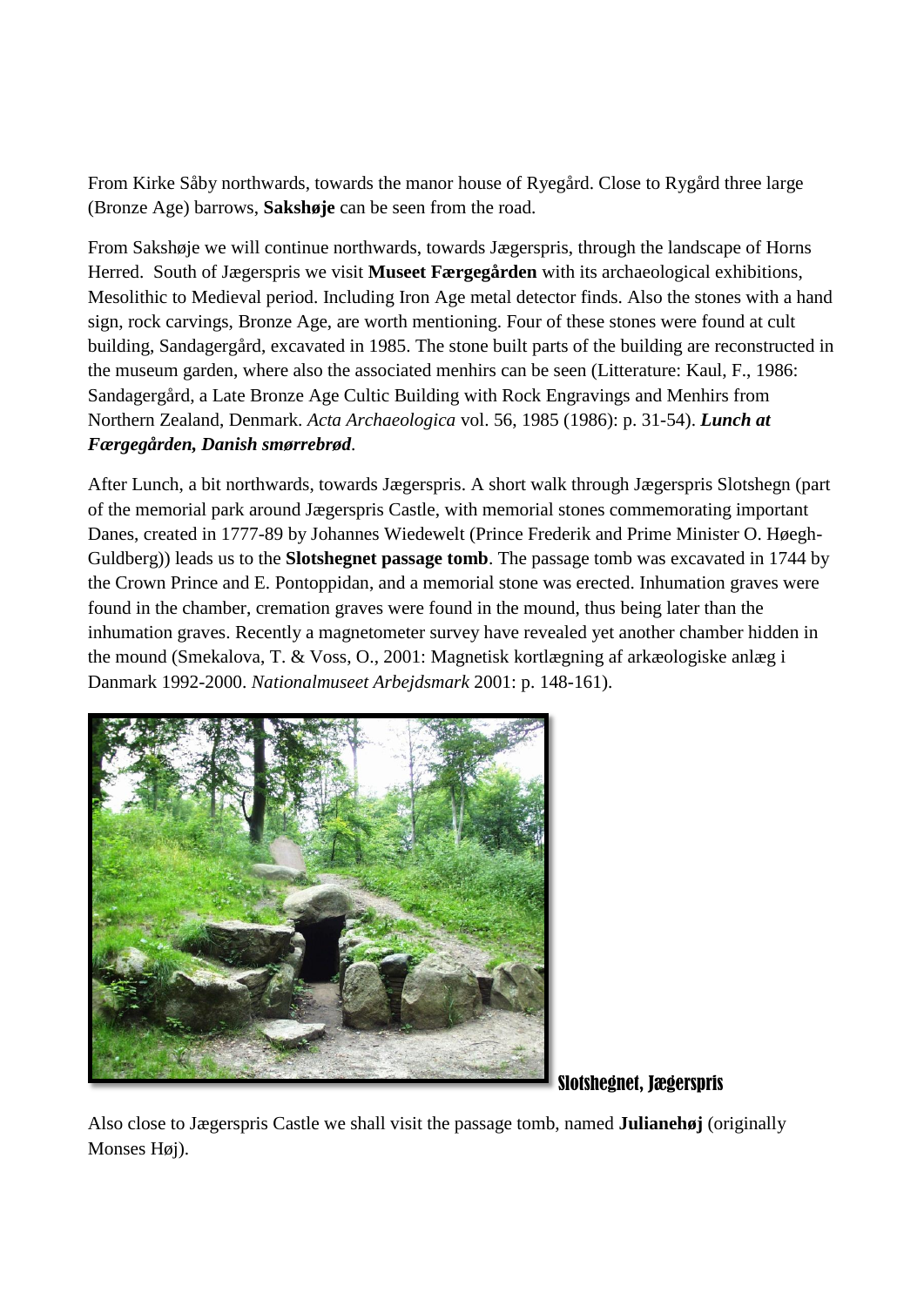From Kirke Såby northwards, towards the manor house of Ryegård. Close to Rygård three large (Bronze Age) barrows, **Sakshøje** can be seen from the road.

From Sakshøje we will continue northwards, towards Jægerspris, through the landscape of Horns Herred. South of Jægerspris we visit **Museet Færgegården** with its archaeological exhibitions, Mesolithic to Medieval period. Including Iron Age metal detector finds. Also the stones with a hand sign, rock carvings, Bronze Age, are worth mentioning. Four of these stones were found at cult building, Sandagergård, excavated in 1985. The stone built parts of the building are reconstructed in the museum garden, where also the associated menhirs can be seen (Litterature: Kaul, F., 1986: Sandagergård, a Late Bronze Age Cultic Building with Rock Engravings and Menhirs from Northern Zealand, Denmark. *Acta Archaeologica* vol. 56, 1985 (1986): p. 31-54). ***Lunch at Færgegården, Danish smørrebrød***.

After Lunch, a bit northwards, towards Jægerspris. A short walk through Jægerspris Slotshegn (part of the memorial park around Jægerspris Castle, with memorial stones commemorating important Danes, created in 1777-89 by Johannes Wiedewelt (Prince Frederik and Prime Minister O. Høegh-Guldberg)) leads us to the **Slotshegnet passage tomb**. The passage tomb was excavated in 1744 by the Crown Prince and E. Pontoppidan, and a memorial stone was erected. Inhumation graves were found in the chamber, cremation graves were found in the mound, thus being later than the inhumation graves. Recently a magnetometer survey have revealed yet another chamber hidden in the mound (Smekalova, T. & Voss, O., 2001: Magnetisk kortlægning af arkæologiske anlæg i Danmark 1992-2000. *Nationalmuseet Arbejdsmark* 2001: p. 148-161).

Slotshegnet, Jægerspris

Also close to Jægerspris Castle we shall visit the passage tomb, named **Julianehøj** (originally Monses Høj).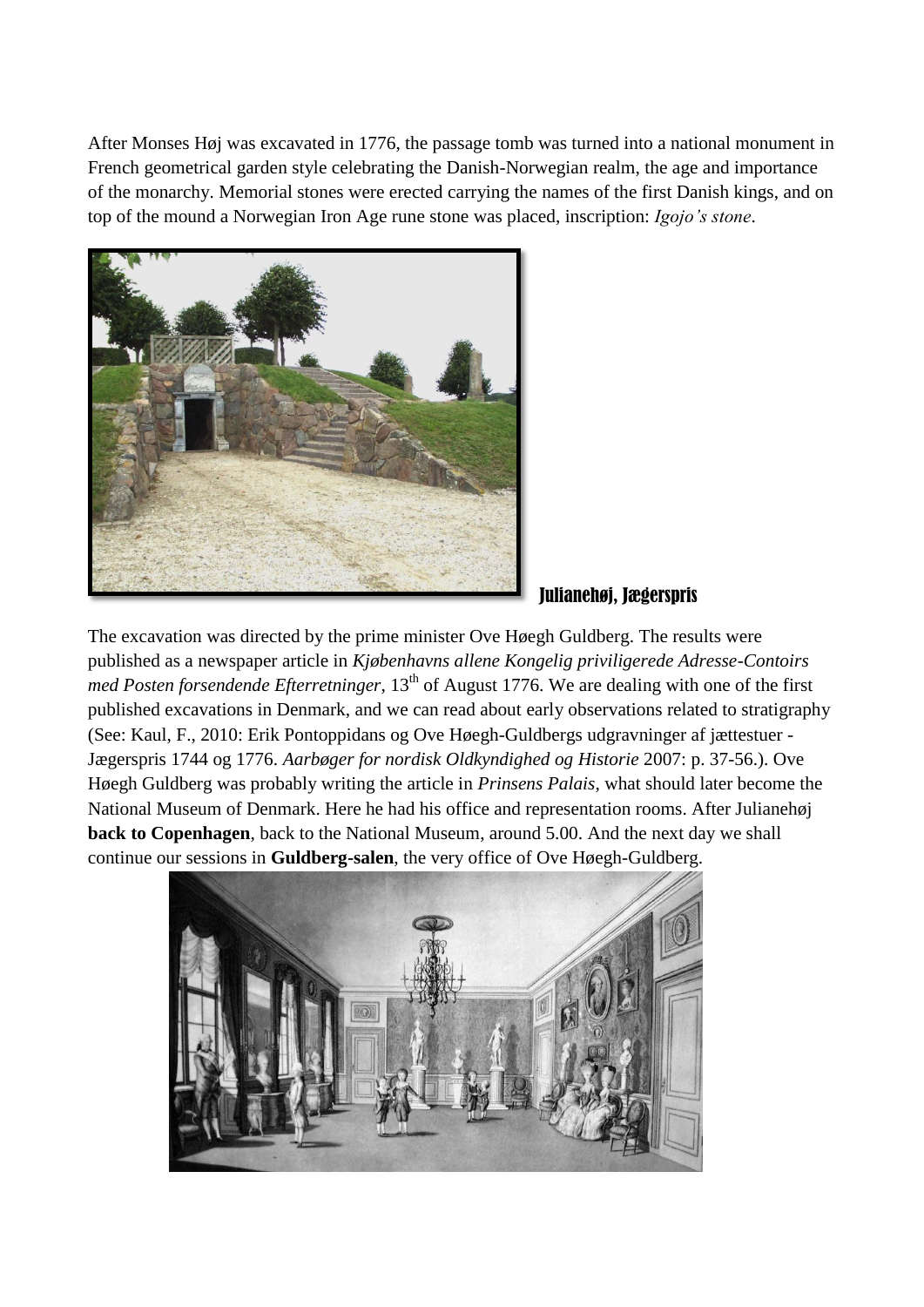After Monses Høj was excavated in 1776, the passage tomb was turned into a national monument in French geometrical garden style celebrating the Danish-Norwegian realm, the age and importance of the monarchy. Memorial stones were erected carrying the names of the first Danish kings, and on top of the mound a Norwegian Iron Age rune stone was placed, inscription: *Igojo's stone*.

Julianehøj, Jægerspris

The excavation was directed by the prime minister Ove Høegh Guldberg. The results were published as a newspaper article in *Kjøbenhavns allene Kongelig priviligerede Adresse-Contoirs med Posten forsendende Efterretninger*, 13th of August 1776. We are dealing with one of the first published excavations in Denmark, and we can read about early observations related to stratigraphy (See: Kaul, F., 2010: Erik Pontoppidans og Ove Høegh-Guldbergs udgravninger af jættestuer - Jægerspris 1744 og 1776. *Aarbøger for nordisk Oldkyndighed og Historie* 2007: p. 37-56.). Ove Høegh Guldberg was probably writing the article in *Prinsens Palais*, what should later become the National Museum of Denmark. Here he had his office and representation rooms. After Julianehøj **back to Copenhagen**, back to the National Museum, around 5.00. And the next day we shall continue our sessions in **Guldberg-salen**, the very office of Ove Høegh-Guldberg.